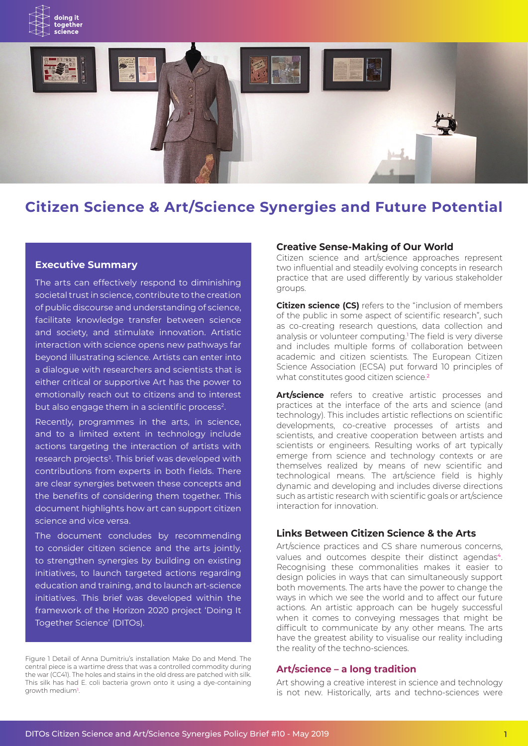# Citizen Science & Art/Science Synergies and Future Potential

### Executive Summary

The arts can effectively respond to diminishing societal trust in science, contribute to the creation of public discourse and understanding of science, facilitate knowledge transfer between science and society, and stimulate innovation. Artistic interaction with science opens new pathways far beyond illustrating science. Artists can enter into a dialogue with researchers and scientists that is either critical or supportive Art has the power to emotionally reach out to citizens and to interest but also engage them in a scientific process[2].

Recently, programmes in the arts, in science, and to a limited extent in technology include actions targeting the interaction of artists with research projects[3]. This brief was developed with contributions from experts in both fields. There are clear synergies between these concepts and the benefits of considering them together. This document highlights how art can support citizen science and vice versa.

The document concludes by recommending to consider citizen science and the arts jointly, to strengthen synergies by building on existing initiatives, to launch targeted actions regarding education and training, and to launch art-science initiatives. This brief was developed within the framework of the Horizon 2020 project 'Doing It Together Science' (DITOs).

Figure 1 Detail of Anna Dumitriu's installation Make Do and Mend. The central piece is a wartime dress that was a controlled commodity during the war (CC41). The holes and stains in the old dress are patched with silk. This silk has had E. coli bacteria grown onto it using a dye-containing growth medium[1].

### Creative Sense-Making of Our World

Citizen science and art/science approaches represent two influential and steadily evolving concepts in research practice that are used differently by various stakeholder groups.

**Citizen science (CS)** refers to the "inclusion of members of the public in some aspect of scientific research", such as co-creating research questions, data collection and analysis or volunteer computing.[1] The field is very diverse and includes multiple forms of collaboration between academic and citizen scientists. The European Citizen Science Association (ECSA) put forward 10 principles of what constitutes good citizen science.[2]

**Art/science** refers to creative artistic processes and practices at the interface of the arts and science (and technology). This includes artistic reflections on scientific developments, co-creative processes of artists and scientists, and creative cooperation between artists and scientists or engineers. Resulting works of art typically emerge from science and technology contexts or are themselves realized by means of new scientific and technological means. The art/science field is highly dynamic and developing and includes diverse directions such as artistic research with scientific goals or art/science interaction for innovation.

### Links Between Citizen Science & the Arts

Art/science practices and CS share numerous concerns, values and outcomes despite their distinct agendas[4]. Recognising these commonalities makes it easier to design policies in ways that can simultaneously support both movements. The arts have the power to change the ways in which we see the world and to affect our future actions. An artistic approach can be hugely successful when it comes to conveying messages that might be difficult to communicate by any other means. The arts have the greatest ability to visualise our reality including the reality of the techno-sciences.

### Art/science – a long tradition

Art showing a creative interest in science and technology is not new. Historically, arts and techno-sciences were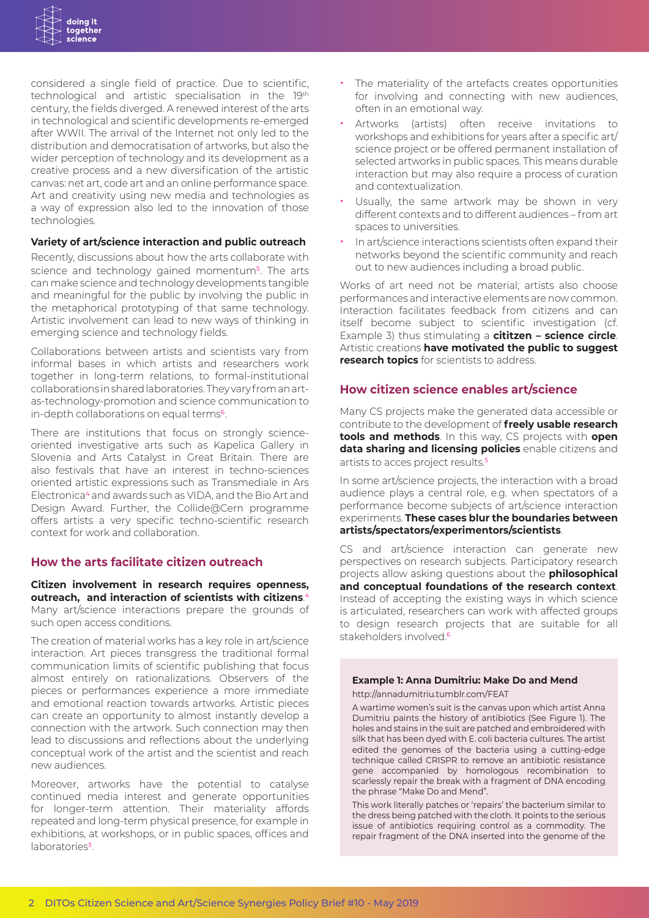considered a single field of practice. Due to scientific, technological and artistic specialisation in the 19th century, the fields diverged. A renewed interest of the arts in technological and scientific developments re-emerged after WWII. The arrival of the Internet not only led to the distribution and democratisation of artworks, but also the wider perception of technology and its development as a creative process and a new diversification of the artistic canvas: net art, code art and an online performance space. Art and creativity using new media and technologies as a way of expression also led to the innovation of those technologies.

### Variety of art/science interaction and public outreach

Recently, discussions about how the arts collaborate with science and technology gained momentum[5]. The arts can make science and technology developments tangible and meaningful for the public by involving the public in the metaphorical prototyping of that same technology. Artistic involvement can lead to new ways of thinking in emerging science and technology fields.

Collaborations between artists and scientists vary from informal bases in which artists and researchers work together in long-term relations, to formal-institutional collaborations in shared laboratories. They vary from an art-as-technology-promotion and science communication to in-depth collaborations on equal terms[6].

There are institutions that focus on strongly science-oriented investigative arts such as Kapelica Gallery in Slovenia and Arts Catalyst in Great Britain. There are also festivals that have an interest in techno-sciences oriented artistic expressions such as Transmediale in Ars Electronica[4] and awards such as VIDA, and the Bio Art and Design Award. Further, the Collide@Cern programme offers artists a very specific techno-scientific research context for work and collaboration.

## How the arts facilitate citizen outreach

**Citizen involvement in research requires openness, outreach, and interaction of scientists with citizens**.[4] Many art/science interactions prepare the grounds of such open access conditions.

The creation of material works has a key role in art/science interaction. Art pieces transgress the traditional formal communication limits of scientific publishing that focus almost entirely on rationalizations. Observers of the pieces or performances experience a more immediate and emotional reaction towards artworks. Artistic pieces can create an opportunity to almost instantly develop a connection with the artwork. Such connection may then lead to discussions and reflections about the underlying conceptual work of the artist and the scientist and reach new audiences.

Moreover, artworks have the potential to catalyse continued media interest and generate opportunities for longer-term attention. Their materiality affords repeated and long-term physical presence, for example in exhibitions, at workshops, or in public spaces, offices and laboratories[3].

- The materiality of the artefacts creates opportunities for involving and connecting with new audiences, often in an emotional way.
- Artworks (artists) often receive invitations to workshops and exhibitions for years after a specific art/science project or be offered permanent installation of selected artworks in public spaces. This means durable interaction but may also require a process of curation and contextualization.
- Usually, the same artwork may be shown in very different contexts and to different audiences – from art spaces to universities.
- In art/science interactions scientists often expand their networks beyond the scientific community and reach out to new audiences including a broad public.

Works of art need not be material; artists also choose performances and interactive elements are now common. Interaction facilitates feedback from citizens and can itself become subject to scientific investigation (cf. Example 3) thus stimulating a **cititzen – science circle**. Artistic creations **have motivated the public to suggest research topics** for scientists to address.

## How citizen science enables art/science

Many CS projects make the generated data accessible or contribute to the development of **freely usable research tools and methods**. In this way, CS projects with **open data sharing and licensing policies** enable citizens and artists to acces project results.[5]

In some art/science projects, the interaction with a broad audience plays a central role, e.g. when spectators of a performance become subjects of art/science interaction experiments. **These cases blur the boundaries between artists/spectators/experimentors/scientists**.

CS and art/science interaction can generate new perspectives on research subjects. Participatory research projects allow asking questions about the **philosophical and conceptual foundations of the research context**. Instead of accepting the existing ways in which science is articulated, researchers can work with affected groups to design research projects that are suitable for all stakeholders involved.[6]

#### Example 1: Anna Dumitriu: Make Do and Mend

http://annadumitriu.tumblr.com/FEAT

A wartime women's suit is the canvas upon which artist Anna Dumitriu paints the history of antibiotics (See Figure 1). The holes and stains in the suit are patched and embroidered with silk that has been dyed with E. coli bacteria cultures. The artist edited the genomes of the bacteria using a cutting-edge technique called CRISPR to remove an antibiotic resistance gene accompanied by homologous recombination to scarlessly repair the break with a fragment of DNA encoding the phrase "Make Do and Mend".

This work literally patches or 'repairs' the bacterium similar to the dress being patched with the cloth. It points to the serious issue of antibiotics requiring control as a commodity. The repair fragment of the DNA inserted into the genome of the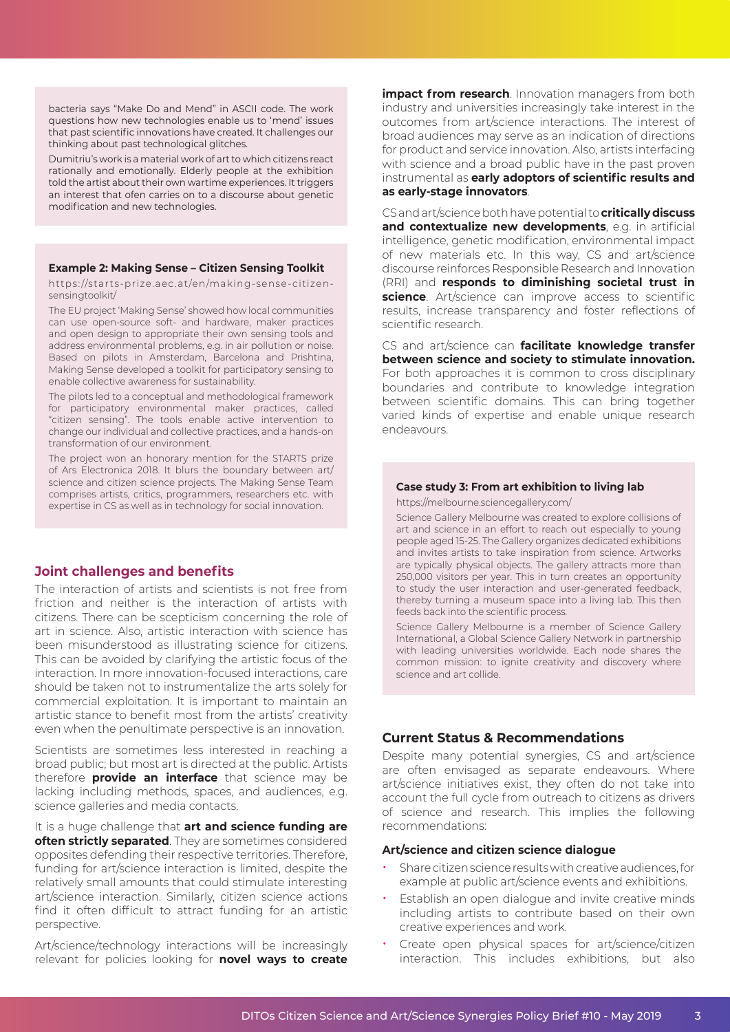bacteria says "Make Do and Mend" in ASCII code. The work questions how new technologies enable us to 'mend' issues that past scientific innovations have created. It challenges our thinking about past technological glitches.

Dumitriu's work is a material work of art to which citizens react rationally and emotionally. Elderly people at the exhibition told the artist about their own wartime experiences. It triggers an interest that ofen carries on to a discourse about genetic modification and new technologies.

#### Example 2: Making Sense – Citizen Sensing Toolkit

https://starts-prize.aec.at/en/making-sense-citizen-sensingtoolkit/

The EU project 'Making Sense' showed how local communities can use open-source soft- and hardware, maker practices and open design to appropriate their own sensing tools and address environmental problems, e.g. in air pollution or noise. Based on pilots in Amsterdam, Barcelona and Prishtina, Making Sense developed a toolkit for participatory sensing to enable collective awareness for sustainability.

The pilots led to a conceptual and methodological framework for participatory environmental maker practices, called "citizen sensing". The tools enable active intervention to change our individual and collective practices, and a hands-on transformation of our environment.

The project won an honorary mention for the STARTS prize of Ars Electronica 2018. It blurs the boundary between art/science and citizen science projects. The Making Sense Team comprises artists, critics, programmers, researchers etc. with expertise in CS as well as in technology for social innovation.

## Joint challenges and benefits

The interaction of artists and scientists is not free from friction and neither is the interaction of artists with citizens. There can be scepticism concerning the role of art in science. Also, artistic interaction with science has been misunderstood as illustrating science for citizens. This can be avoided by clarifying the artistic focus of the interaction. In more innovation-focused interactions, care should be taken not to instrumentalize the arts solely for commercial exploitation. It is important to maintain an artistic stance to benefit most from the artists' creativity even when the penultimate perspective is an innovation.

Scientists are sometimes less interested in reaching a broad public; but most art is directed at the public. Artists therefore **provide an interface** that science may be lacking including methods, spaces, and audiences, e.g. science galleries and media contacts.

It is a huge challenge that **art and science funding are often strictly separated**. They are sometimes considered opposites defending their respective territories. Therefore, funding for art/science interaction is limited, despite the relatively small amounts that could stimulate interesting art/science interaction. Similarly, citizen science actions find it often difficult to attract funding for an artistic perspective.

Art/science/technology interactions will be increasingly relevant for policies looking for **novel ways to create impact from research**. Innovation managers from both industry and universities increasingly take interest in the outcomes from art/science interactions. The interest of broad audiences may serve as an indication of directions for product and service innovation. Also, artists interfacing with science and a broad public have in the past proven instrumental as **early adoptors of scientific results and as early-stage innovators**.

CS and art/science both have potential to **critically discuss and contextualize new developments**, e.g. in artificial intelligence, genetic modification, environmental impact of new materials etc. In this way, CS and art/science discourse reinforces Responsible Research and Innovation (RRI) and **responds to diminishing societal trust in science**. Art/science can improve access to scientific results, increase transparency and foster reflections of scientific research.

CS and art/science can **facilitate knowledge transfer between science and society to stimulate innovation.** For both approaches it is common to cross disciplinary boundaries and contribute to knowledge integration between scientific domains. This can bring together varied kinds of expertise and enable unique research endeavours.

#### Case study 3: From art exhibition to living lab

https://melbourne.sciencegallery.com/

Science Gallery Melbourne was created to explore collisions of art and science in an effort to reach out especially to young people aged 15-25. The Gallery organizes dedicated exhibitions and invites artists to take inspiration from science. Artworks are typically physical objects. The gallery attracts more than 250,000 visitors per year. This in turn creates an opportunity to study the user interaction and user-generated feedback, thereby turning a museum space into a living lab. This then feeds back into the scientific process.

Science Gallery Melbourne is a member of Science Gallery International, a Global Science Gallery Network in partnership with leading universities worldwide. Each node shares the common mission: to ignite creativity and discovery where science and art collide.

## Current Status & Recommendations

Despite many potential synergies, CS and art/science are often envisaged as separate endeavours. Where art/science initiatives exist, they often do not take into account the full cycle from outreach to citizens as drivers of science and research. This implies the following recommendations:

### Art/science and citizen science dialogue

- Share citizen science results with creative audiences, for example at public art/science events and exhibitions.
- Establish an open dialogue and invite creative minds including artists to contribute based on their own creative experiences and work.
- Create open physical spaces for art/science/citizen interaction. This includes exhibitions, but also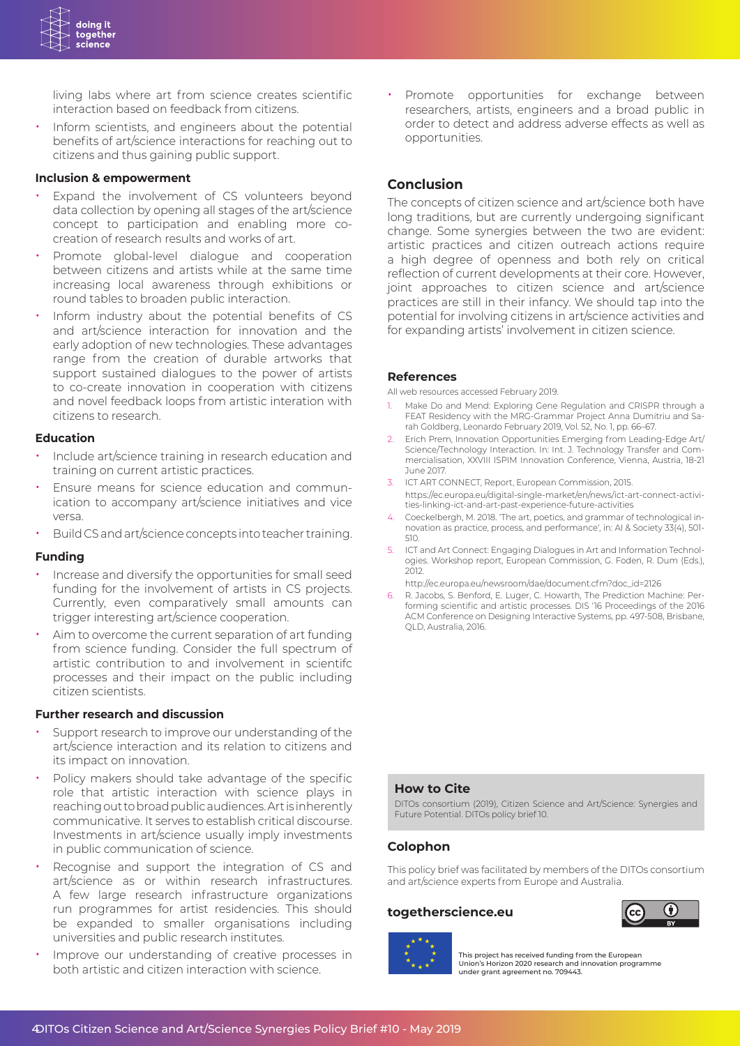living labs where art from science creates scientific interaction based on feedback from citizens.

- Inform scientists, and engineers about the potential benefits of art/science interactions for reaching out to citizens and thus gaining public support.

### Inclusion & empowerment

- Expand the involvement of CS volunteers beyond data collection by opening all stages of the art/science concept to participation and enabling more co-creation of research results and works of art.
- Promote global-level dialogue and cooperation between citizens and artists while at the same time increasing local awareness through exhibitions or round tables to broaden public interaction.
- Inform industry about the potential benefits of CS and art/science interaction for innovation and the early adoption of new technologies. These advantages range from the creation of durable artworks that support sustained dialogues to the power of artists to co-create innovation in cooperation with citizens and novel feedback loops from artistic interation with citizens to research.

### Education

- Include art/science training in research education and training on current artistic practices.
- Ensure means for science education and communication to accompany art/science initiatives and vice versa.
- Build CS and art/science concepts into teacher training.

### Funding

- Increase and diversify the opportunities for small seed funding for the involvement of artists in CS projects. Currently, even comparatively small amounts can trigger interesting art/science cooperation.
- Aim to overcome the current separation of art funding from science funding. Consider the full spectrum of artistic contribution to and involvement in scientifc processes and their impact on the public including citizen scientists.

### Further research and discussion

- Support research to improve our understanding of the art/science interaction and its relation to citizens and its impact on innovation.
- Policy makers should take advantage of the specific role that artistic interaction with science plays in reaching out to broad public audiences. Art is inherently communicative. It serves to establish critical discourse. Investments in art/science usually imply investments in public communication of science.
- Recognise and support the integration of CS and art/science as or within research infrastructures. A few large research infrastructure organizations run programmes for artist residencies. This should be expanded to smaller organisations including universities and public research institutes.
- Improve our understanding of creative processes in both artistic and citizen interaction with science.
- Promote opportunities for exchange between researchers, artists, engineers and a broad public in order to detect and address adverse effects as well as opportunities.

## Conclusion

The concepts of citizen science and art/science both have long traditions, but are currently undergoing significant change. Some synergies between the two are evident: artistic practices and citizen outreach actions require a high degree of openness and both rely on critical reflection of current developments at their core. However, joint approaches to citizen science and art/science practices are still in their infancy. We should tap into the potential for involving citizens in art/science activities and for expanding artists' involvement in citizen science.

### References

All web resources accessed February 2019.

1. Make Do and Mend: Exploring Gene Regulation and CRISPR through a FEAT Residency with the MRG-Grammar Project Anna Dumitriu and Sarah Goldberg, Leonardo February 2019, Vol. 52, No. 1, pp. 66–67.
2. Erich Prem, Innovation Opportunities Emerging from Leading-Edge Art/Science/Technology Interaction. In: Int. J. Technology Transfer and Commercialisation, XXVIII ISPIM Innovation Conference, Vienna, Austria, 18-21 June 2017.
3. ICT ART CONNECT, Report, European Commission, 2015. https://ec.europa.eu/digital-single-market/en/news/ict-art-connect-activities-linking-ict-and-art-past-experience-future-activities
4. Coeckelbergh, M. 2018. 'The art, poetics, and grammar of technological innovation as practice, process, and performance', in: AI & Society 33(4), 501-510.
5. ICT and Art Connect: Engaging Dialogues in Art and Information Technologies. Workshop report, European Commission, G. Foden, R. Dum (Eds.), 2012. http://ec.europa.eu/newsroom/dae/document.cfm?doc_id=2126
6. R. Jacobs, S. Benford, E. Luger, C. Howarth, The Prediction Machine: Performing scientific and artistic processes. DIS '16 Proceedings of the 2016 ACM Conference on Designing Interactive Systems, pp. 497-508, Brisbane, QLD, Australia, 2016.

### How to Cite

DITOs consortium (2019), Citizen Science and Art/Science: Synergies and Future Potential. DITOs policy brief 10.

### Colophon

This policy brief was facilitated by members of the DITOs consortium and art/science experts from Europe and Australia.

**togetherscience.eu**

This project has received funding from the European Union's Horizon 2020 research and innovation programme under grant agreement no. 709443.